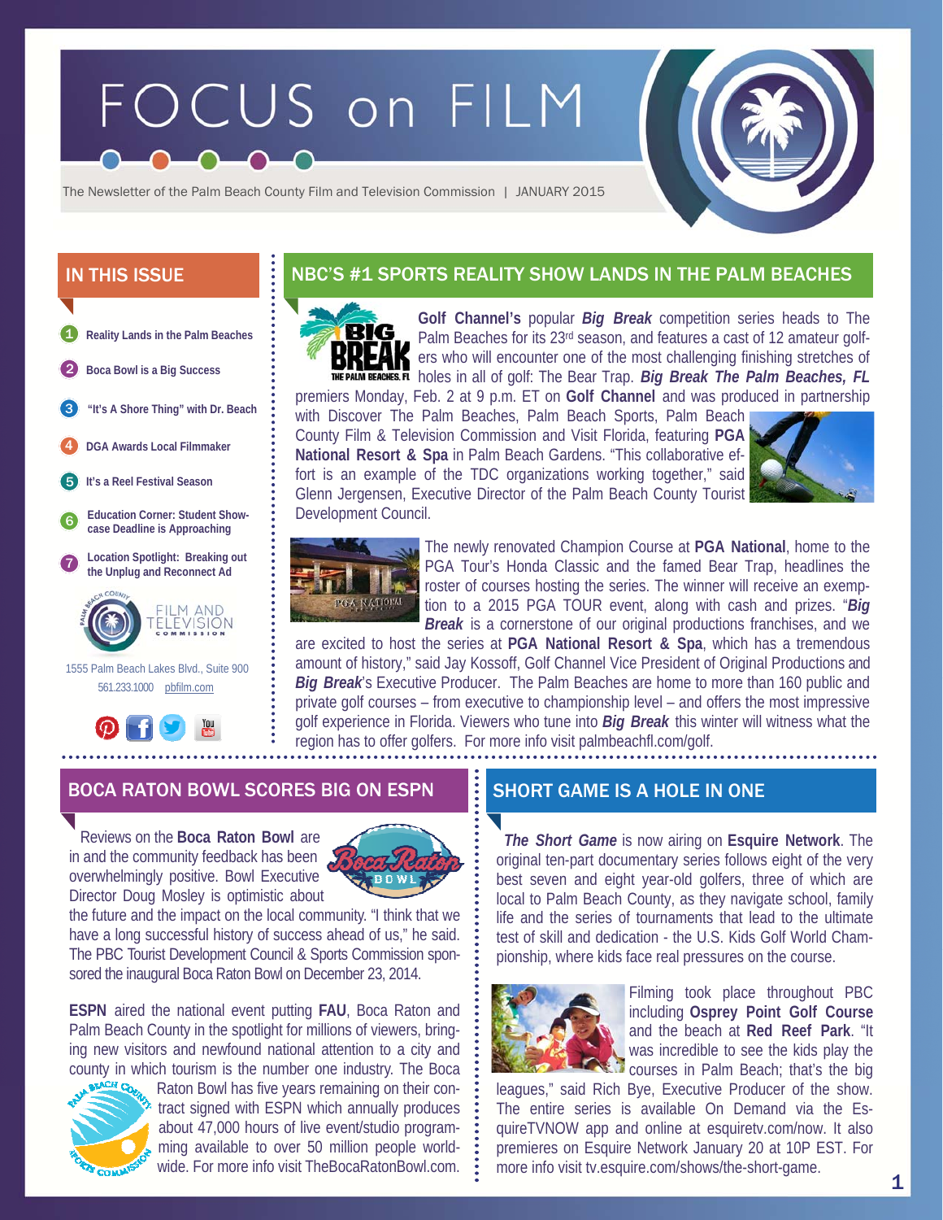# FOCUS on FILM

The Newsletter of the Palm Beach County Film and Television Commission | JANUARY 2015

## IN THIS ISSUE

1. Reality Lands in the Palm Beaches
2. Boca Bowl is a Big Success
3. "It's A Shore Thing" with Dr. Beach
4. DGA Awards Local Filmmaker
5. It's a Reel Festival Season
6. Education Corner: Student Showcase Deadline is Approaching
7. Location Spotlight: Breaking out the Unplug and Reconnect Ad

FILM AND TELEVISION COMMISSION

1555 Palm Beach Lakes Blvd., Suite 900
561.233.1000 pbfilm.com

## NBC'S #1 SPORTS REALITY SHOW LANDS IN THE PALM BEACHES

**Golf Channel's** popular ***Big Break*** competition series heads to The Palm Beaches for its 23rd season, and features a cast of 12 amateur golfers who will encounter one of the most challenging finishing stretches of holes in all of golf: The Bear Trap. ***Big Break The Palm Beaches, FL*** premiers Monday, Feb. 2 at 9 p.m. ET on **Golf Channel** and was produced in partnership with Discover The Palm Beaches, Palm Beach Sports, Palm Beach County Film & Television Commission and Visit Florida, featuring **PGA National Resort & Spa** in Palm Beach Gardens. "This collaborative effort is an example of the TDC organizations working together," said Glenn Jergensen, Executive Director of the Palm Beach County Tourist Development Council.

The newly renovated Champion Course at **PGA National**, home to the PGA Tour's Honda Classic and the famed Bear Trap, headlines the roster of courses hosting the series. The winner will receive an exemption to a 2015 PGA TOUR event, along with cash and prizes. "***Big Break*** is a cornerstone of our original productions franchises, and we are excited to host the series at **PGA National Resort & Spa**, which has a tremendous amount of history," said Jay Kossoff, Golf Channel Vice President of Original Productions and ***Big Break***'s Executive Producer. The Palm Beaches are home to more than 160 public and private golf courses – from executive to championship level – and offers the most impressive golf experience in Florida. Viewers who tune into ***Big Break*** this winter will witness what the region has to offer golfers. For more info visit palmbeachfl.com/golf.

## BOCA RATON BOWL SCORES BIG ON ESPN

Reviews on the **Boca Raton Bowl** are in and the community feedback has been overwhelmingly positive. Bowl Executive Director Doug Mosley is optimistic about the future and the impact on the local community. "I think that we have a long successful history of success ahead of us," he said. The PBC Tourist Development Council & Sports Commission sponsored the inaugural Boca Raton Bowl on December 23, 2014.

**ESPN** aired the national event putting **FAU**, Boca Raton and Palm Beach County in the spotlight for millions of viewers, bringing new visitors and newfound national attention to a city and county in which tourism is the number one industry. The Boca Raton Bowl has five years remaining on their contract signed with ESPN which annually produces about 47,000 hours of live event/studio programming available to over 50 million people worldwide. For more info visit TheBocaRatonBowl.com.

## SHORT GAME IS A HOLE IN ONE

***The Short Game*** is now airing on **Esquire Network**. The original ten-part documentary series follows eight of the very best seven and eight year-old golfers, three of which are local to Palm Beach County, as they navigate school, family life and the series of tournaments that lead to the ultimate test of skill and dedication - the U.S. Kids Golf World Championship, where kids face real pressures on the course.

Filming took place throughout PBC including **Osprey Point Golf Course** and the beach at **Red Reef Park**. "It was incredible to see the kids play the courses in Palm Beach; that's the big leagues," said Rich Bye, Executive Producer of the show. The entire series is available On Demand via the EsquireTVNOW app and online at esquiretv.com/now. It also premieres on Esquire Network January 20 at 10P EST. For more info visit tv.esquire.com/shows/the-short-game.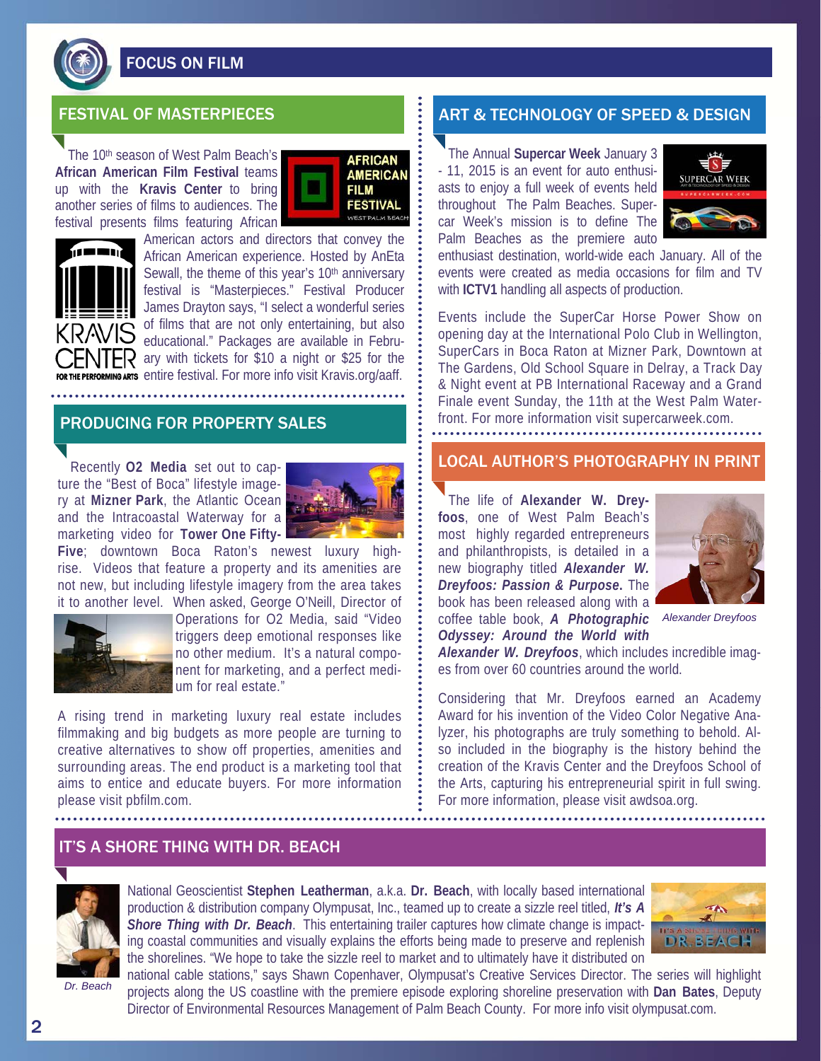# FOCUS ON FILM

## FESTIVAL OF MASTERPIECES

The 10th season of West Palm Beach's **African American Film Festival** teams up with the **Kravis Center** to bring another series of films to audiences. The festival presents films featuring African American actors and directors that convey the African American experience. Hosted by AnEta Sewall, the theme of this year's 10th anniversary festival is "Masterpieces." Festival Producer James Drayton says, "I select a wonderful series of films that are not only entertaining, but also educational." Packages are available in February with tickets for $10 a night or $25 for the entire festival. For more info visit Kravis.org/aaff.

## PRODUCING FOR PROPERTY SALES

Recently **O2 Media** set out to capture the "Best of Boca" lifestyle imagery at **Mizner Park**, the Atlantic Ocean and the Intracoastal Waterway for a marketing video for **Tower One Fifty-Five**; downtown Boca Raton's newest luxury high-rise. Videos that feature a property and its amenities are not new, but including lifestyle imagery from the area takes it to another level. When asked, George O'Neill, Director of Operations for O2 Media, said "Video triggers deep emotional responses like no other medium. It's a natural component for marketing, and a perfect medium for real estate."

A rising trend in marketing luxury real estate includes filmmaking and big budgets as more people are turning to creative alternatives to show off properties, amenities and surrounding areas. The end product is a marketing tool that aims to entice and educate buyers. For more information please visit pbfilm.com.

## ART & TECHNOLOGY OF SPEED & DESIGN

The Annual **Supercar Week** January 3 - 11, 2015 is an event for auto enthusiasts to enjoy a full week of events held throughout The Palm Beaches. Supercar Week's mission is to define The Palm Beaches as the premiere auto enthusiast destination, world-wide each January. All of the events were created as media occasions for film and TV with **ICTV1** handling all aspects of production.

Events include the SuperCar Horse Power Show on opening day at the International Polo Club in Wellington, SuperCars in Boca Raton at Mizner Park, Downtown at The Gardens, Old School Square in Delray, a Track Day & Night event at PB International Raceway and a Grand Finale event Sunday, the 11th at the West Palm Waterfront. For more information visit supercarweek.com.

## LOCAL AUTHOR'S PHOTOGRAPHY IN PRINT

The life of **Alexander W. Dreyfoos**, one of West Palm Beach's most highly regarded entrepreneurs and philanthropists, is detailed in a new biography titled ***Alexander W. Dreyfoos: Passion & Purpose***. The book has been released along with a coffee table book, ***A Photographic Odyssey: Around the World with Alexander W. Dreyfoos***, which includes incredible images from over 60 countries around the world.

*Alexander Dreyfoos*

Considering that Mr. Dreyfoos earned an Academy Award for his invention of the Video Color Negative Analyzer, his photographs are truly something to behold. Also included in the biography is the history behind the creation of the Kravis Center and the Dreyfoos School of the Arts, capturing his entrepreneurial spirit in full swing. For more information, please visit awdsoa.org.

## IT'S A SHORE THING WITH DR. BEACH

*Dr. Beach*

National Geoscientist **Stephen Leatherman**, a.k.a. **Dr. Beach**, with locally based international production & distribution company Olympusat, Inc., teamed up to create a sizzle reel titled, ***It's A Shore Thing with Dr. Beach***. This entertaining trailer captures how climate change is impacting coastal communities and visually explains the efforts being made to preserve and replenish the shorelines. "We hope to take the sizzle reel to market and to ultimately have it distributed on national cable stations," says Shawn Copenhaver, Olympusat's Creative Services Director. The series will highlight projects along the US coastline with the premiere episode exploring shoreline preservation with **Dan Bates**, Deputy Director of Environmental Resources Management of Palm Beach County. For more info visit olympusat.com.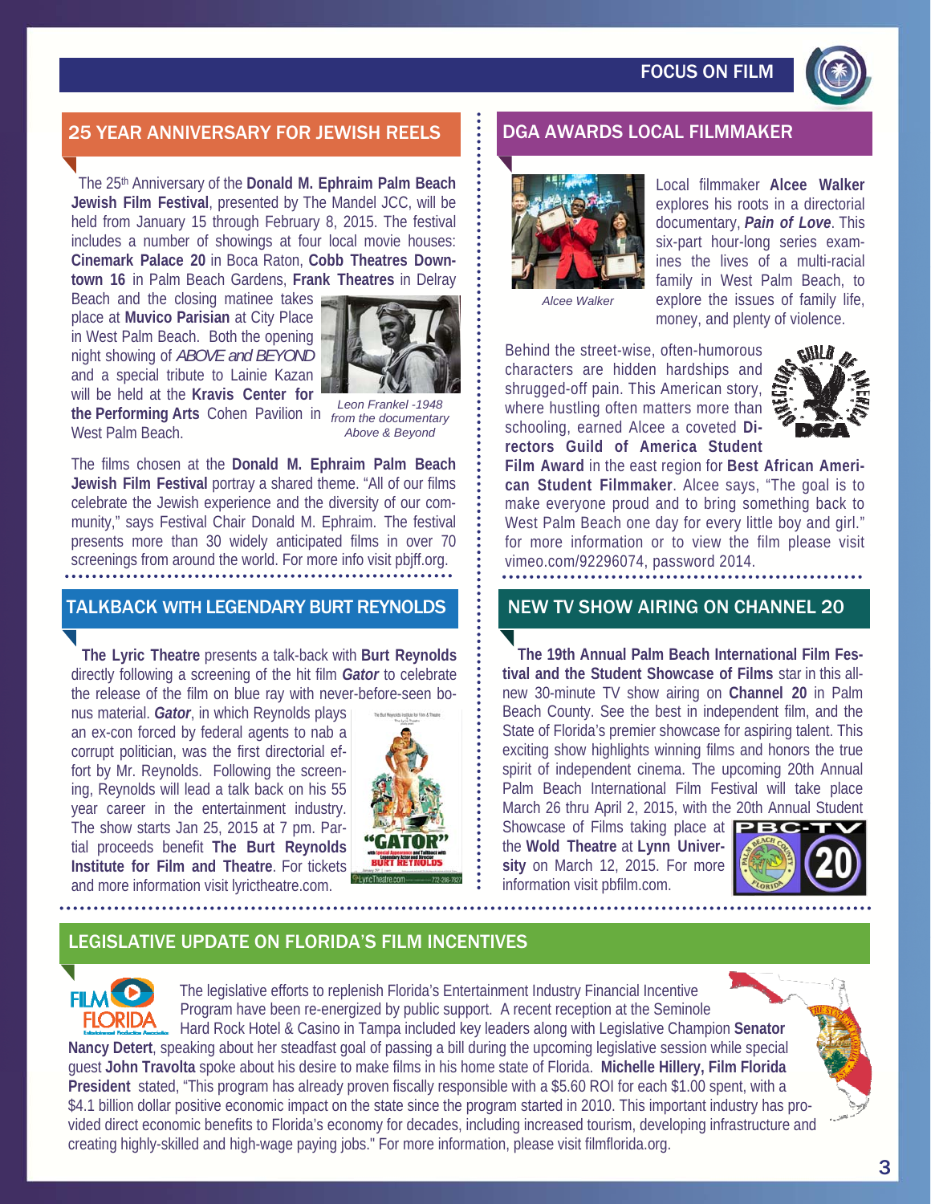## 25 YEAR ANNIVERSARY FOR JEWISH REELS

The 25th Anniversary of the **Donald M. Ephraim Palm Beach Jewish Film Festival**, presented by The Mandel JCC, will be held from January 15 through February 8, 2015. The festival includes a number of showings at four local movie houses: **Cinemark Palace 20** in Boca Raton, **Cobb Theatres Downtown 16** in Palm Beach Gardens, **Frank Theatres** in Delray Beach and the closing matinee takes place at **Muvico Parisian** at City Place in West Palm Beach. Both the opening night showing of *ABOVE and BEYOND* and a special tribute to Lainie Kazan will be held at the **Kravis Center for the Performing Arts** Cohen Pavilion in West Palm Beach.

*Leon Frankel -1948 from the documentary Above & Beyond*

The films chosen at the **Donald M. Ephraim Palm Beach Jewish Film Festival** portray a shared theme. "All of our films celebrate the Jewish experience and the diversity of our community," says Festival Chair Donald M. Ephraim. The festival presents more than 30 widely anticipated films in over 70 screenings from around the world. For more info visit pbjff.org.

## TALKBACK WITH LEGENDARY BURT REYNOLDS

**The Lyric Theatre** presents a talk-back with **Burt Reynolds** directly following a screening of the hit film ***Gator*** to celebrate the release of the film on blue ray with never-before-seen bonus material. ***Gator***, in which Reynolds plays an ex-con forced by federal agents to nab a corrupt politician, was the first directorial effort by Mr. Reynolds. Following the screening, Reynolds will lead a talk back on his 55 year career in the entertainment industry. The show starts Jan 25, 2015 at 7 pm. Partial proceeds benefit **The Burt Reynolds Institute for Film and Theatre**. For tickets and more information visit lyrictheatre.com.

## DGA AWARDS LOCAL FILMMAKER

*Alcee Walker*

Local filmmaker **Alcee Walker** explores his roots in a directorial documentary, ***Pain of Love***. This six-part hour-long series examines the lives of a multi-racial family in West Palm Beach, to explore the issues of family life, money, and plenty of violence.

Behind the street-wise, often-humorous characters are hidden hardships and shrugged-off pain. This American story, where hustling often matters more than schooling, earned Alcee a coveted **Directors Guild of America Student Film Award** in the east region for **Best African American Student Filmmaker**. Alcee says, "The goal is to make everyone proud and to bring something back to West Palm Beach one day for every little boy and girl." for more information or to view the film please visit vimeo.com/92296074, password 2014.

## NEW TV SHOW AIRING ON CHANNEL 20

**The 19th Annual Palm Beach International Film Festival and the Student Showcase of Films** star in this all-new 30-minute TV show airing on **Channel 20** in Palm Beach County. See the best in independent film, and the State of Florida's premier showcase for aspiring talent. This exciting show highlights winning films and honors the true spirit of independent cinema. The upcoming 20th Annual Palm Beach International Film Festival will take place March 26 thru April 2, 2015, with the 20th Annual Student Showcase of Films taking place at the **Wold Theatre** at **Lynn University** on March 12, 2015. For more information visit pbfilm.com.

## LEGISLATIVE UPDATE ON FLORIDA'S FILM INCENTIVES

The legislative efforts to replenish Florida's Entertainment Industry Financial Incentive Program have been re-energized by public support. A recent reception at the Seminole Hard Rock Hotel & Casino in Tampa included key leaders along with Legislative Champion **Senator Nancy Detert**, speaking about her steadfast goal of passing a bill during the upcoming legislative session while special guest **John Travolta** spoke about his desire to make films in his home state of Florida. **Michelle Hillery, Film Florida President** stated, "This program has already proven fiscally responsible with a \$5.60 ROI for each \$1.00 spent, with a \$4.1 billion dollar positive economic impact on the state since the program started in 2010. This important industry has provided direct economic benefits to Florida's economy for decades, including increased tourism, developing infrastructure and creating highly-skilled and high-wage paying jobs." For more information, please visit filmflorida.org.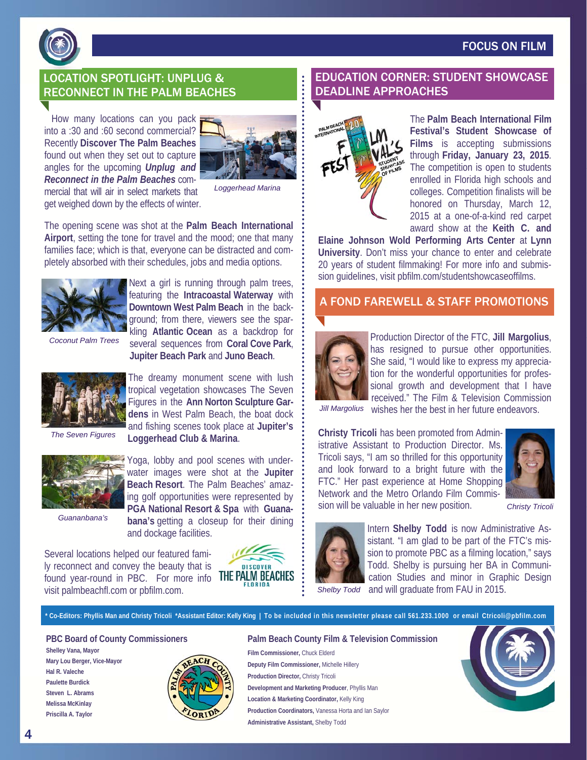# FOCUS ON FILM

## LOCATION SPOTLIGHT: UNPLUG & RECONNECT IN THE PALM BEACHES

How many locations can you pack into a :30 and :60 second commercial? Recently **Discover The Palm Beaches** found out when they set out to capture angles for the upcoming ***Unplug and Reconnect in the Palm Beaches*** commercial that will air in select markets that get weighed down by the effects of winter.

*Loggerhead Marina*

The opening scene was shot at the **Palm Beach International Airport**, setting the tone for travel and the mood; one that many families face; which is that, everyone can be distracted and completely absorbed with their schedules, jobs and media options.

Next a girl is running through palm trees, featuring the **Intracoastal Waterway** with **Downtown West Palm Beach** in the background; from there, viewers see the sparkling **Atlantic Ocean** as a backdrop for several sequences from **Coral Cove Park**, **Jupiter Beach Park** and **Juno Beach**.

*Coconut Palm Trees*

The dreamy monument scene with lush tropical vegetation showcases The Seven Figures in the **Ann Norton Sculpture Gardens** in West Palm Beach, the boat dock and fishing scenes took place at **Jupiter's Loggerhead Club & Marina**.

*The Seven Figures*

Yoga, lobby and pool scenes with underwater images were shot at the **Jupiter Beach Resort**. The Palm Beaches' amazing golf opportunities were represented by **PGA National Resort & Spa** with **Guananbana's** getting a closeup for their dining and dockage facilities.

*Guananbana's*

Several locations helped our featured family reconnect and convey the beauty that is found year-round in PBC. For more info visit palmbeachfl.com or pbfilm.com.

DISCOVER THE PALM BEACHES FLORIDA

## EDUCATION CORNER: STUDENT SHOWCASE DEADLINE APPROACHES

The **Palm Beach International Film Festival's Student Showcase of Films** is accepting submissions through **Friday, January 23, 2015**. The competition is open to students enrolled in Florida high schools and colleges. Competition finalists will be honored on Thursday, March 12, 2015 at a one-of-a-kind red carpet award show at the **Keith C. and Elaine Johnson Wold Performing Arts Center** at **Lynn University**. Don't miss your chance to enter and celebrate 20 years of student filmmaking! For more info and submission guidelines, visit pbfilm.com/studentshowcaseoffilms.

## A FOND FAREWELL & STAFF PROMOTIONS

Production Director of the FTC, **Jill Margolius**, has resigned to pursue other opportunities. She said, "I would like to express my appreciation for the wonderful opportunities for professional growth and development that I have received." The Film & Television Commission wishes her the best in her future endeavors.

*Jill Margolius*

**Christy Tricoli** has been promoted from Administrative Assistant to Production Director. Ms. Tricoli says, "I am so thrilled for this opportunity and look forward to a bright future with the FTC." Her past experience at Home Shopping Network and the Metro Orlando Film Commission will be valuable in her new position.

*Christy Tricoli*

Intern **Shelby Todd** is now Administrative Assistant. "I am glad to be part of the FTC's mission to promote PBC as a filming location," says Todd. Shelby is pursuing her BA in Communication Studies and minor in Graphic Design and will graduate from FAU in 2015.

*Shelby Todd*

**\* Co-Editors: Phyllis Man and Christy Tricoli \*Assistant Editor: Kelly King | To be included in this newsletter please call 561.233.1000 or email Ctricoli@pbfilm.com**

### PBC Board of County Commissioners

**Shelley Vana, Mayor**
**Mary Lou Berger, Vice-Mayor**
**Hal R. Valeche**
**Paulette Burdick**
**Steven L. Abrams**
**Melissa McKinlay**
**Priscilla A. Taylor**

### Palm Beach County Film & Television Commission

**Film Commissioner,** Chuck Elderd
**Deputy Film Commissioner,** Michelle Hillery
**Production Director,** Christy Tricoli
**Development and Marketing Producer**, Phyllis Man
**Location & Marketing Coordinator,** Kelly King
**Production Coordinators,** Vanessa Horta and Ian Saylor
**Administrative Assistant,** Shelby Todd